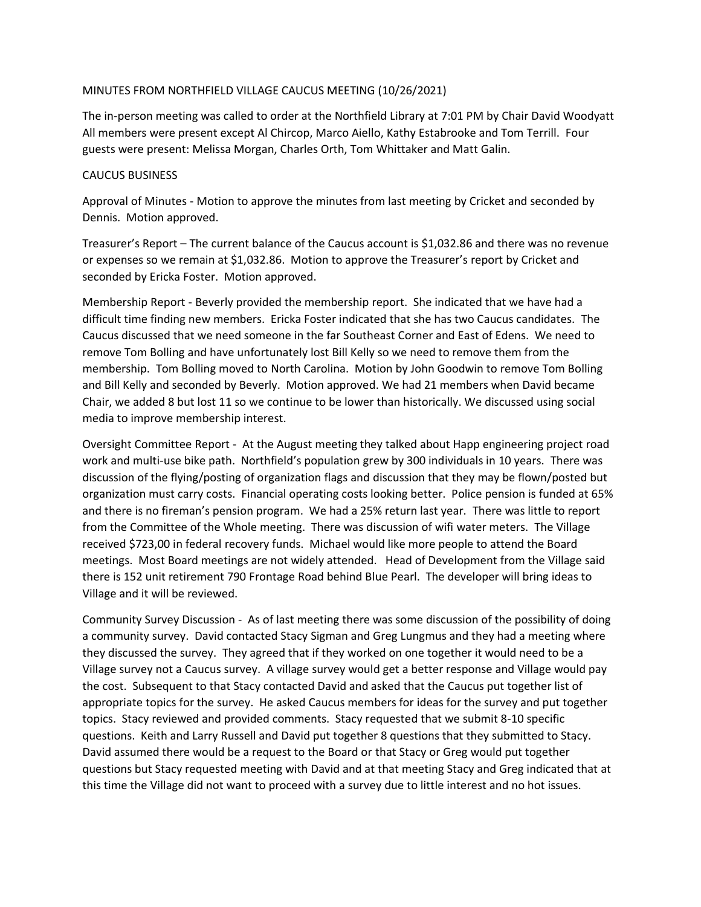MINUTES FROM NORTHFIELD VILLAGE CAUCUS MEETING (10/26/2021)

The in-person meeting was called to order at the Northfield Library at 7:01 PM by Chair David Woodyatt All members were present except Al Chircop, Marco Aiello, Kathy Estabrooke and Tom Terrill. Four guests were present: Melissa Morgan, Charles Orth, Tom Whittaker and Matt Galin.

CAUCUS BUSINESS

Approval of Minutes - Motion to approve the minutes from last meeting by Cricket and seconded by Dennis. Motion approved.

Treasurer's Report – The current balance of the Caucus account is $1,032.86 and there was no revenue or expenses so we remain at $1,032.86. Motion to approve the Treasurer's report by Cricket and seconded by Ericka Foster. Motion approved.

Membership Report - Beverly provided the membership report. She indicated that we have had a difficult time finding new members. Ericka Foster indicated that she has two Caucus candidates. The Caucus discussed that we need someone in the far Southeast Corner and East of Edens. We need to remove Tom Bolling and have unfortunately lost Bill Kelly so we need to remove them from the membership. Tom Bolling moved to North Carolina. Motion by John Goodwin to remove Tom Bolling and Bill Kelly and seconded by Beverly. Motion approved. We had 21 members when David became Chair, we added 8 but lost 11 so we continue to be lower than historically. We discussed using social media to improve membership interest.

Oversight Committee Report - At the August meeting they talked about Happ engineering project road work and multi-use bike path. Northfield's population grew by 300 individuals in 10 years. There was discussion of the flying/posting of organization flags and discussion that they may be flown/posted but organization must carry costs. Financial operating costs looking better. Police pension is funded at 65% and there is no fireman's pension program. We had a 25% return last year. There was little to report from the Committee of the Whole meeting. There was discussion of wifi water meters. The Village received $723,00 in federal recovery funds. Michael would like more people to attend the Board meetings. Most Board meetings are not widely attended. Head of Development from the Village said there is 152 unit retirement 790 Frontage Road behind Blue Pearl. The developer will bring ideas to Village and it will be reviewed.

Community Survey Discussion - As of last meeting there was some discussion of the possibility of doing a community survey. David contacted Stacy Sigman and Greg Lungmus and they had a meeting where they discussed the survey. They agreed that if they worked on one together it would need to be a Village survey not a Caucus survey. A village survey would get a better response and Village would pay the cost. Subsequent to that Stacy contacted David and asked that the Caucus put together list of appropriate topics for the survey. He asked Caucus members for ideas for the survey and put together topics. Stacy reviewed and provided comments. Stacy requested that we submit 8-10 specific questions. Keith and Larry Russell and David put together 8 questions that they submitted to Stacy. David assumed there would be a request to the Board or that Stacy or Greg would put together questions but Stacy requested meeting with David and at that meeting Stacy and Greg indicated that at this time the Village did not want to proceed with a survey due to little interest and no hot issues.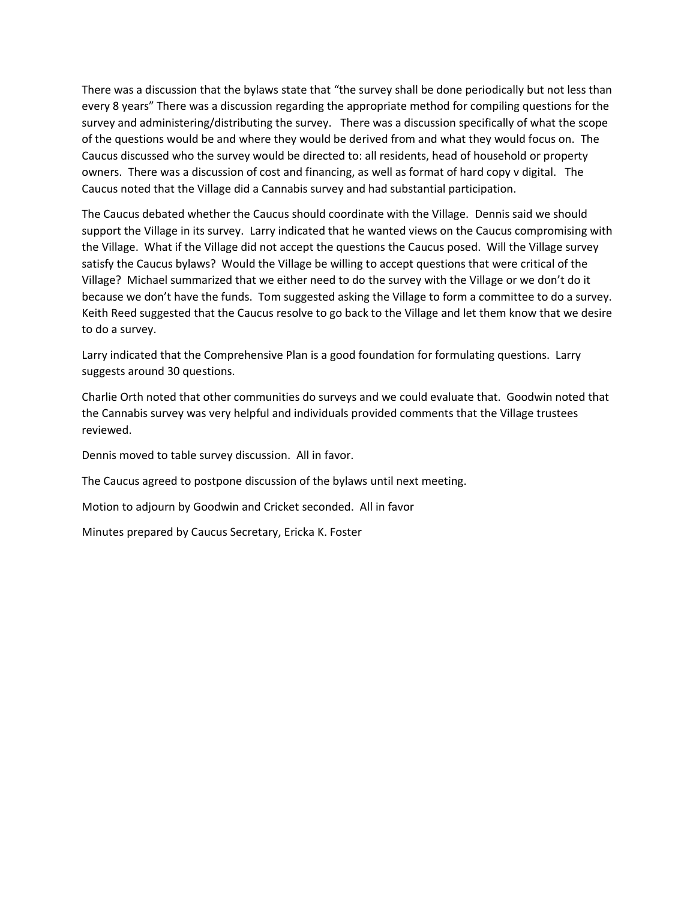There was a discussion that the bylaws state that "the survey shall be done periodically but not less than every 8 years" There was a discussion regarding the appropriate method for compiling questions for the survey and administering/distributing the survey. There was a discussion specifically of what the scope of the questions would be and where they would be derived from and what they would focus on. The Caucus discussed who the survey would be directed to: all residents, head of household or property owners. There was a discussion of cost and financing, as well as format of hard copy v digital. The Caucus noted that the Village did a Cannabis survey and had substantial participation.

The Caucus debated whether the Caucus should coordinate with the Village. Dennis said we should support the Village in its survey. Larry indicated that he wanted views on the Caucus compromising with the Village. What if the Village did not accept the questions the Caucus posed. Will the Village survey satisfy the Caucus bylaws? Would the Village be willing to accept questions that were critical of the Village? Michael summarized that we either need to do the survey with the Village or we don't do it because we don't have the funds. Tom suggested asking the Village to form a committee to do a survey. Keith Reed suggested that the Caucus resolve to go back to the Village and let them know that we desire to do a survey.

Larry indicated that the Comprehensive Plan is a good foundation for formulating questions. Larry suggests around 30 questions.

Charlie Orth noted that other communities do surveys and we could evaluate that. Goodwin noted that the Cannabis survey was very helpful and individuals provided comments that the Village trustees reviewed.

Dennis moved to table survey discussion. All in favor.

The Caucus agreed to postpone discussion of the bylaws until next meeting.

Motion to adjourn by Goodwin and Cricket seconded. All in favor

Minutes prepared by Caucus Secretary, Ericka K. Foster